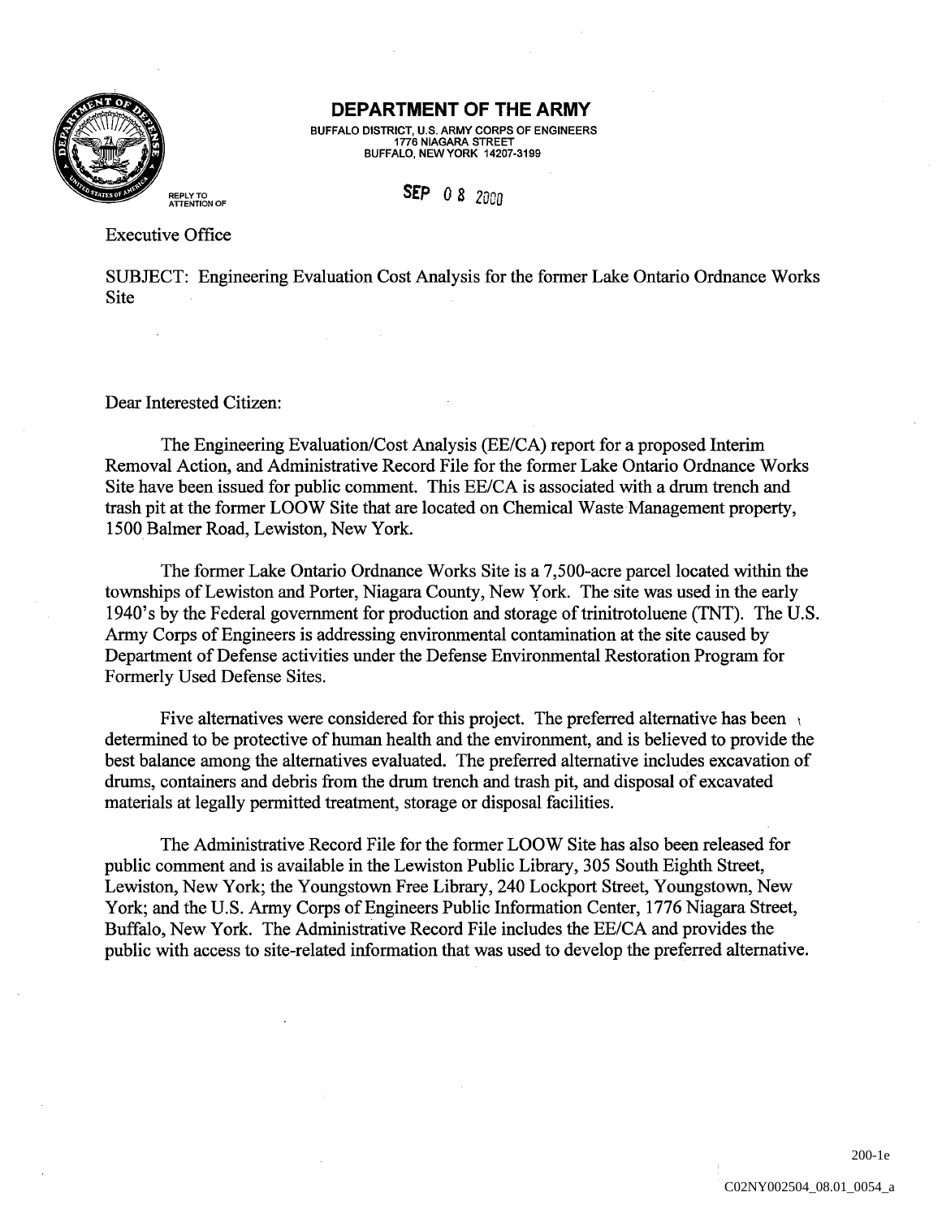# DEPARTMENT OF THE ARMY

BUFFALO DISTRICT, U.S. ARMY CORPS OF ENGINEERS
1776 NIAGARA STREET
BUFFALO, NEW YORK 14207-3199

REPLY TO
ATTENTION OF

SEP 08 2000

Executive Office

SUBJECT: Engineering Evaluation Cost Analysis for the former Lake Ontario Ordnance Works Site

Dear Interested Citizen:

The Engineering Evaluation/Cost Analysis (EE/CA) report for a proposed Interim Removal Action, and Administrative Record File for the former Lake Ontario Ordnance Works Site have been issued for public comment. This EE/CA is associated with a drum trench and trash pit at the former LOOW Site that are located on Chemical Waste Management property, 1500 Balmer Road, Lewiston, New York.

The former Lake Ontario Ordnance Works Site is a 7,500-acre parcel located within the townships of Lewiston and Porter, Niagara County, New York. The site was used in the early 1940's by the Federal government for production and storage of trinitrotoluene (TNT). The U.S. Army Corps of Engineers is addressing environmental contamination at the site caused by Department of Defense activities under the Defense Environmental Restoration Program for Formerly Used Defense Sites.

Five alternatives were considered for this project. The preferred alternative has been determined to be protective of human health and the environment, and is believed to provide the best balance among the alternatives evaluated. The preferred alternative includes excavation of drums, containers and debris from the drum trench and trash pit, and disposal of excavated materials at legally permitted treatment, storage or disposal facilities.

The Administrative Record File for the former LOOW Site has also been released for public comment and is available in the Lewiston Public Library, 305 South Eighth Street, Lewiston, New York; the Youngstown Free Library, 240 Lockport Street, Youngstown, New York; and the U.S. Army Corps of Engineers Public Information Center, 1776 Niagara Street, Buffalo, New York. The Administrative Record File includes the EE/CA and provides the public with access to site-related information that was used to develop the preferred alternative.

200-1e

C02NY002504_08.01_0054_a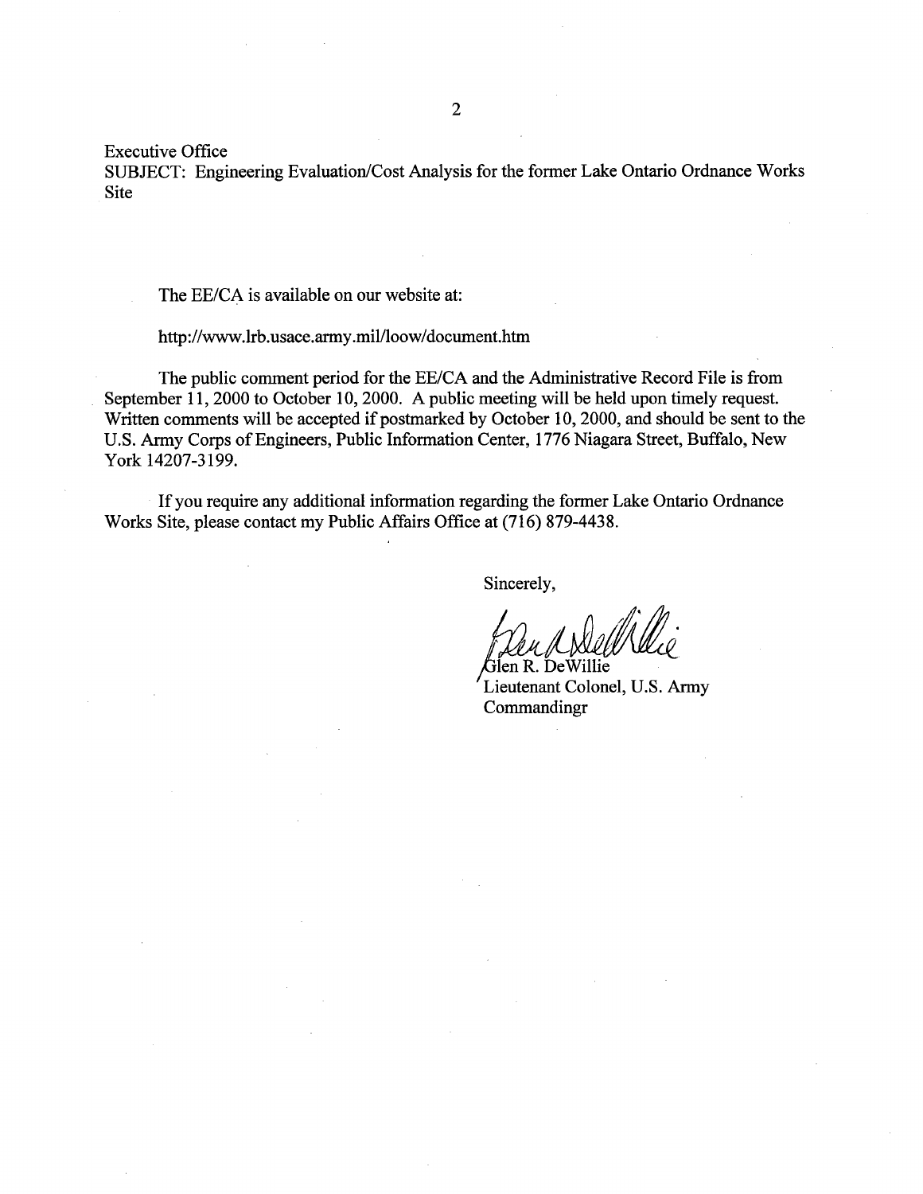Executive Office
SUBJECT: Engineering Evaluation/Cost Analysis for the former Lake Ontario Ordnance Works Site

The EE/CA is available on our website at:

http://www.lrb.usace.army.mil/loow/document.htm

The public comment period for the EE/CA and the Administrative Record File is from September 11, 2000 to October 10, 2000. A public meeting will be held upon timely request. Written comments will be accepted if postmarked by October 10, 2000, and should be sent to the U.S. Army Corps of Engineers, Public Information Center, 1776 Niagara Street, Buffalo, New York 14207-3199.

If you require any additional information regarding the former Lake Ontario Ordnance Works Site, please contact my Public Affairs Office at (716) 879-4438.

Sincerely,

Glen R. DeWillie
Lieutenant Colonel, U.S. Army
Commandingr